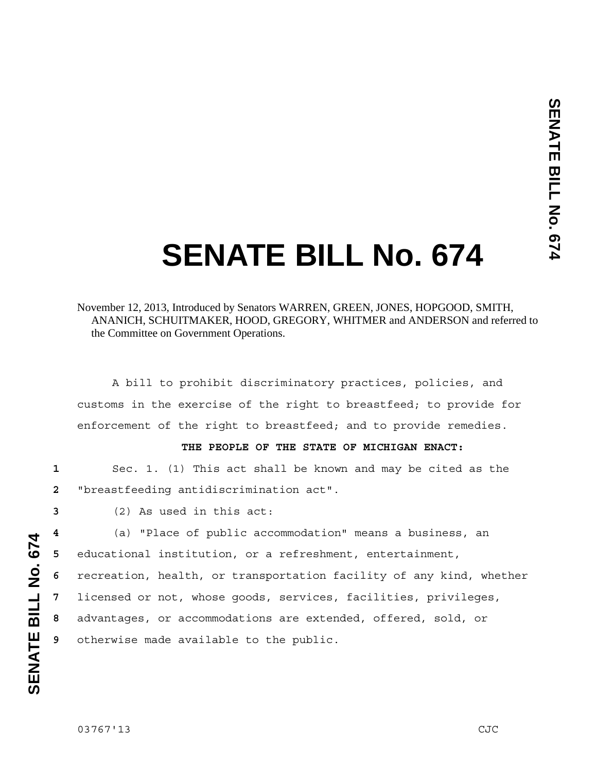# SENATE BILL No. 674

November 12, 2013, Introduced by Senators WARREN, GREEN, JONES, HOPGOOD, SMITH, ANANICH, SCHUITMAKER, HOOD, GREGORY, WHITMER and ANDERSON and referred to the Committee on Government Operations.

A bill to prohibit discriminatory practices, policies, and customs in the exercise of the right to breastfeed; to provide for enforcement of the right to breastfeed; and to provide remedies.

**THE PEOPLE OF THE STATE OF MICHIGAN ENACT:**

Sec. 1. (1) This act shall be known and may be cited as the "breastfeeding antidiscrimination act".

(2) As used in this act:

(a) "Place of public accommodation" means a business, an educational institution, or a refreshment, entertainment, recreation, health, or transportation facility of any kind, whether licensed or not, whose goods, services, facilities, privileges, advantages, or accommodations are extended, offered, sold, or otherwise made available to the public.

03767'13 CJC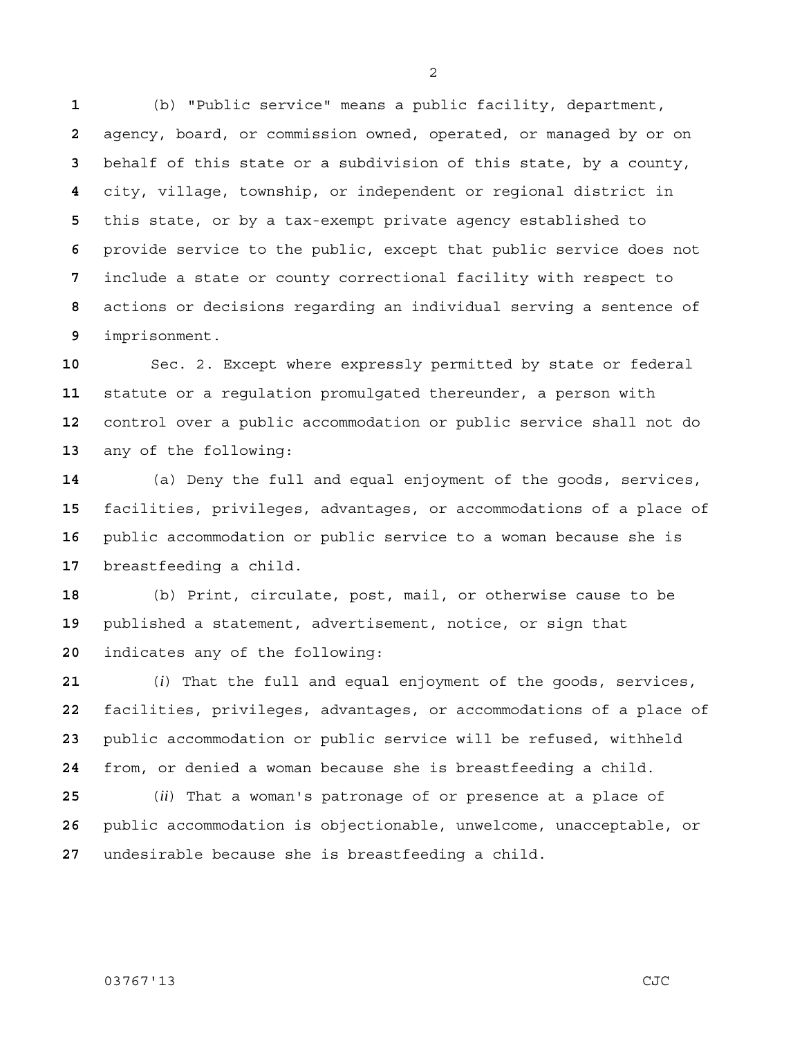(b) "Public service" means a public facility, department, agency, board, or commission owned, operated, or managed by or on behalf of this state or a subdivision of this state, by a county, city, village, township, or independent or regional district in this state, or by a tax-exempt private agency established to provide service to the public, except that public service does not include a state or county correctional facility with respect to actions or decisions regarding an individual serving a sentence of imprisonment.

Sec. 2. Except where expressly permitted by state or federal statute or a regulation promulgated thereunder, a person with control over a public accommodation or public service shall not do any of the following:

(a) Deny the full and equal enjoyment of the goods, services, facilities, privileges, advantages, or accommodations of a place of public accommodation or public service to a woman because she is breastfeeding a child.

(b) Print, circulate, post, mail, or otherwise cause to be published a statement, advertisement, notice, or sign that indicates any of the following:

(*i*) That the full and equal enjoyment of the goods, services, facilities, privileges, advantages, or accommodations of a place of public accommodation or public service will be refused, withheld from, or denied a woman because she is breastfeeding a child.

(*ii*) That a woman's patronage of or presence at a place of public accommodation is objectionable, unwelcome, unacceptable, or undesirable because she is breastfeeding a child.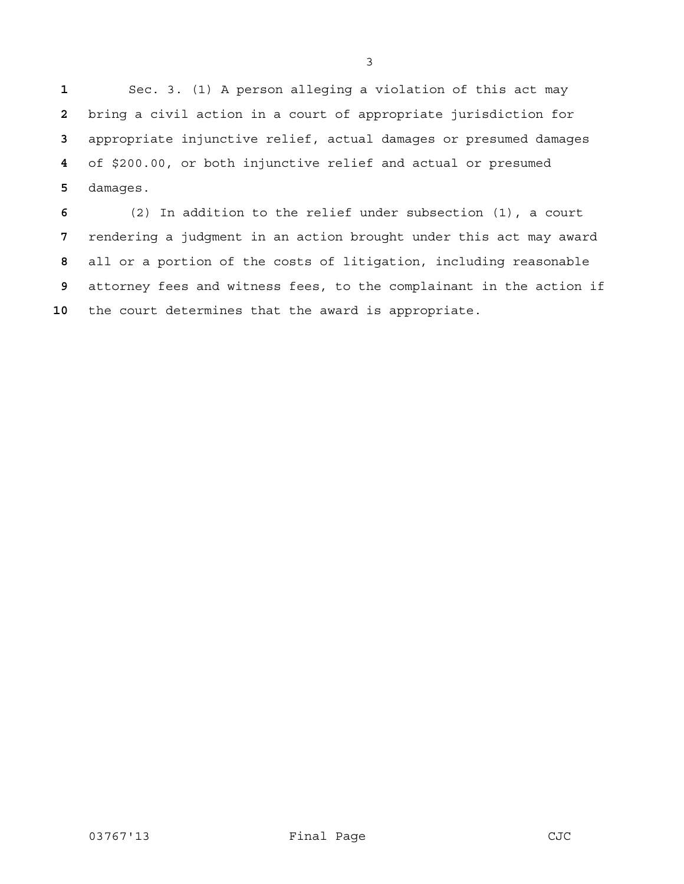Sec. 3. (1) A person alleging a violation of this act may bring a civil action in a court of appropriate jurisdiction for appropriate injunctive relief, actual damages or presumed damages of $200.00, or both injunctive relief and actual or presumed damages.

(2) In addition to the relief under subsection (1), a court rendering a judgment in an action brought under this act may award all or a portion of the costs of litigation, including reasonable attorney fees and witness fees, to the complainant in the action if the court determines that the award is appropriate.